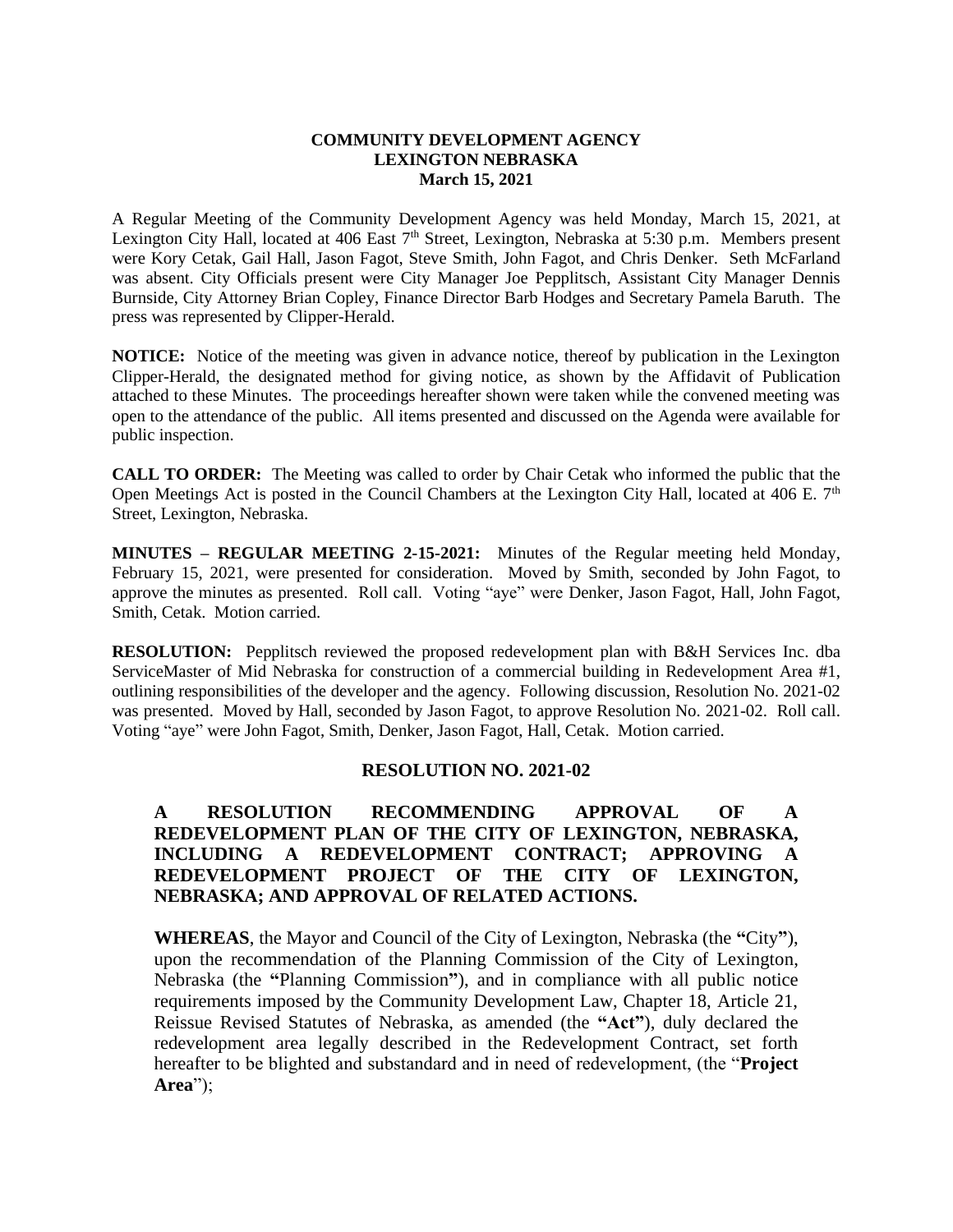**COMMUNITY DEVELOPMENT AGENCY**
**LEXINGTON NEBRASKA**
**March 15, 2021**

A Regular Meeting of the Community Development Agency was held Monday, March 15, 2021, at Lexington City Hall, located at 406 East 7th Street, Lexington, Nebraska at 5:30 p.m. Members present were Kory Cetak, Gail Hall, Jason Fagot, Steve Smith, John Fagot, and Chris Denker. Seth McFarland was absent. City Officials present were City Manager Joe Pepplitsch, Assistant City Manager Dennis Burnside, City Attorney Brian Copley, Finance Director Barb Hodges and Secretary Pamela Baruth. The press was represented by Clipper-Herald.

**NOTICE:** Notice of the meeting was given in advance notice, thereof by publication in the Lexington Clipper-Herald, the designated method for giving notice, as shown by the Affidavit of Publication attached to these Minutes. The proceedings hereafter shown were taken while the convened meeting was open to the attendance of the public. All items presented and discussed on the Agenda were available for public inspection.

**CALL TO ORDER:** The Meeting was called to order by Chair Cetak who informed the public that the Open Meetings Act is posted in the Council Chambers at the Lexington City Hall, located at 406 E. 7th Street, Lexington, Nebraska.

**MINUTES – REGULAR MEETING 2-15-2021:** Minutes of the Regular meeting held Monday, February 15, 2021, were presented for consideration. Moved by Smith, seconded by John Fagot, to approve the minutes as presented. Roll call. Voting "aye" were Denker, Jason Fagot, Hall, John Fagot, Smith, Cetak. Motion carried.

**RESOLUTION:** Pepplitsch reviewed the proposed redevelopment plan with B&H Services Inc. dba ServiceMaster of Mid Nebraska for construction of a commercial building in Redevelopment Area #1, outlining responsibilities of the developer and the agency. Following discussion, Resolution No. 2021-02 was presented. Moved by Hall, seconded by Jason Fagot, to approve Resolution No. 2021-02. Roll call. Voting "aye" were John Fagot, Smith, Denker, Jason Fagot, Hall, Cetak. Motion carried.

## RESOLUTION NO. 2021-02

**A RESOLUTION RECOMMENDING APPROVAL OF A REDEVELOPMENT PLAN OF THE CITY OF LEXINGTON, NEBRASKA, INCLUDING A REDEVELOPMENT CONTRACT; APPROVING A REDEVELOPMENT PROJECT OF THE CITY OF LEXINGTON, NEBRASKA; AND APPROVAL OF RELATED ACTIONS.**

**WHEREAS**, the Mayor and Council of the City of Lexington, Nebraska (the **"**City**"**), upon the recommendation of the Planning Commission of the City of Lexington, Nebraska (the **"**Planning Commission**"**), and in compliance with all public notice requirements imposed by the Community Development Law, Chapter 18, Article 21, Reissue Revised Statutes of Nebraska, as amended (the **"Act"**), duly declared the redevelopment area legally described in the Redevelopment Contract, set forth hereafter to be blighted and substandard and in need of redevelopment, (the "**Project Area**");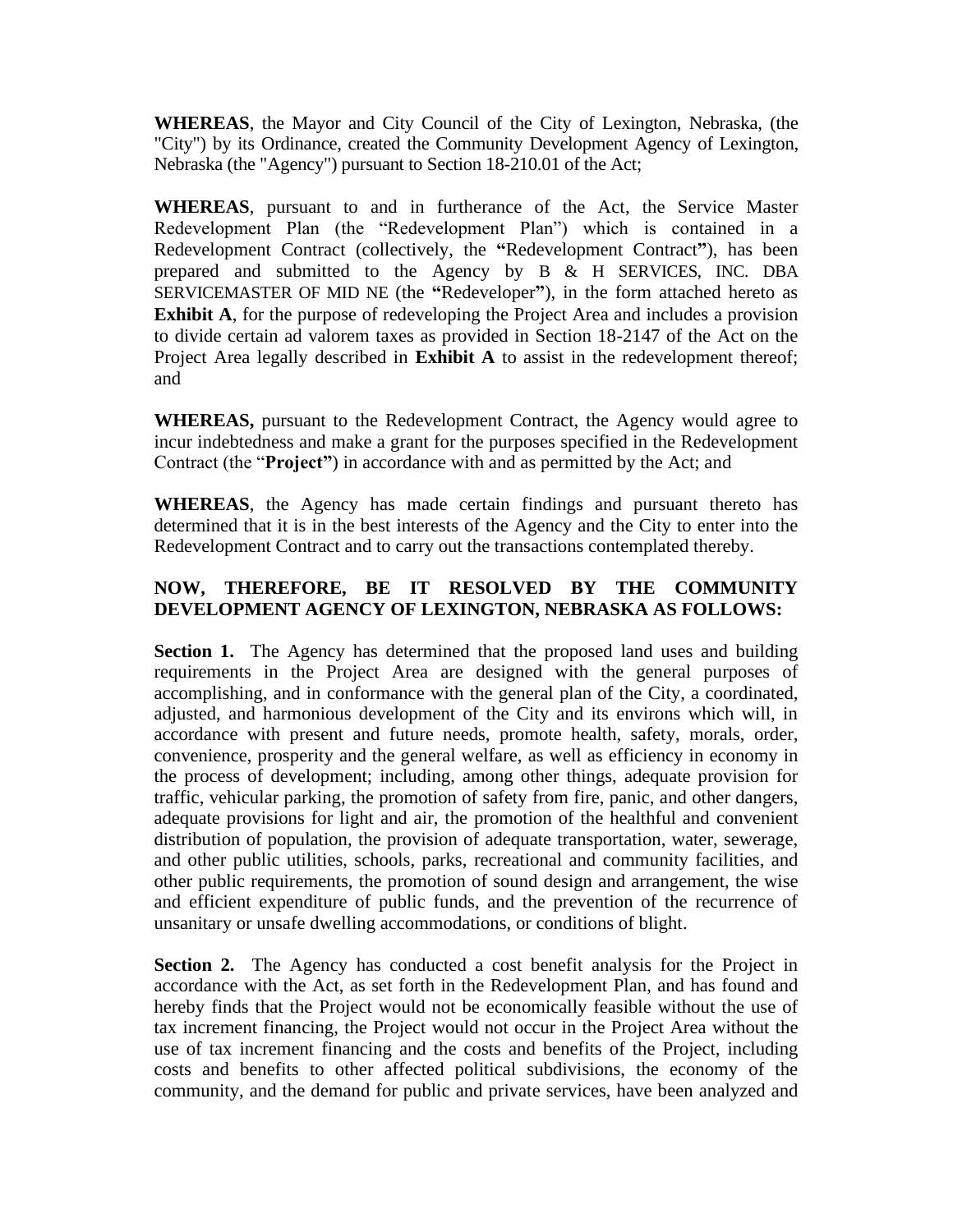**WHEREAS**, the Mayor and City Council of the City of Lexington, Nebraska, (the "City") by its Ordinance, created the Community Development Agency of Lexington, Nebraska (the "Agency") pursuant to Section 18-210.01 of the Act;

**WHEREAS**, pursuant to and in furtherance of the Act, the Service Master Redevelopment Plan (the "Redevelopment Plan") which is contained in a Redevelopment Contract (collectively, the **"**Redevelopment Contract**"**), has been prepared and submitted to the Agency by B & H SERVICES, INC. DBA SERVICEMASTER OF MID NE (the **"**Redeveloper**"**), in the form attached hereto as **Exhibit A**, for the purpose of redeveloping the Project Area and includes a provision to divide certain ad valorem taxes as provided in Section 18-2147 of the Act on the Project Area legally described in **Exhibit A** to assist in the redevelopment thereof; and

**WHEREAS,** pursuant to the Redevelopment Contract, the Agency would agree to incur indebtedness and make a grant for the purposes specified in the Redevelopment Contract (the "**Project"**) in accordance with and as permitted by the Act; and

**WHEREAS**, the Agency has made certain findings and pursuant thereto has determined that it is in the best interests of the Agency and the City to enter into the Redevelopment Contract and to carry out the transactions contemplated thereby.

**NOW, THEREFORE, BE IT RESOLVED BY THE COMMUNITY DEVELOPMENT AGENCY OF LEXINGTON, NEBRASKA AS FOLLOWS:**

**Section 1.** The Agency has determined that the proposed land uses and building requirements in the Project Area are designed with the general purposes of accomplishing, and in conformance with the general plan of the City, a coordinated, adjusted, and harmonious development of the City and its environs which will, in accordance with present and future needs, promote health, safety, morals, order, convenience, prosperity and the general welfare, as well as efficiency in economy in the process of development; including, among other things, adequate provision for traffic, vehicular parking, the promotion of safety from fire, panic, and other dangers, adequate provisions for light and air, the promotion of the healthful and convenient distribution of population, the provision of adequate transportation, water, sewerage, and other public utilities, schools, parks, recreational and community facilities, and other public requirements, the promotion of sound design and arrangement, the wise and efficient expenditure of public funds, and the prevention of the recurrence of unsanitary or unsafe dwelling accommodations, or conditions of blight.

**Section 2.** The Agency has conducted a cost benefit analysis for the Project in accordance with the Act, as set forth in the Redevelopment Plan, and has found and hereby finds that the Project would not be economically feasible without the use of tax increment financing, the Project would not occur in the Project Area without the use of tax increment financing and the costs and benefits of the Project, including costs and benefits to other affected political subdivisions, the economy of the community, and the demand for public and private services, have been analyzed and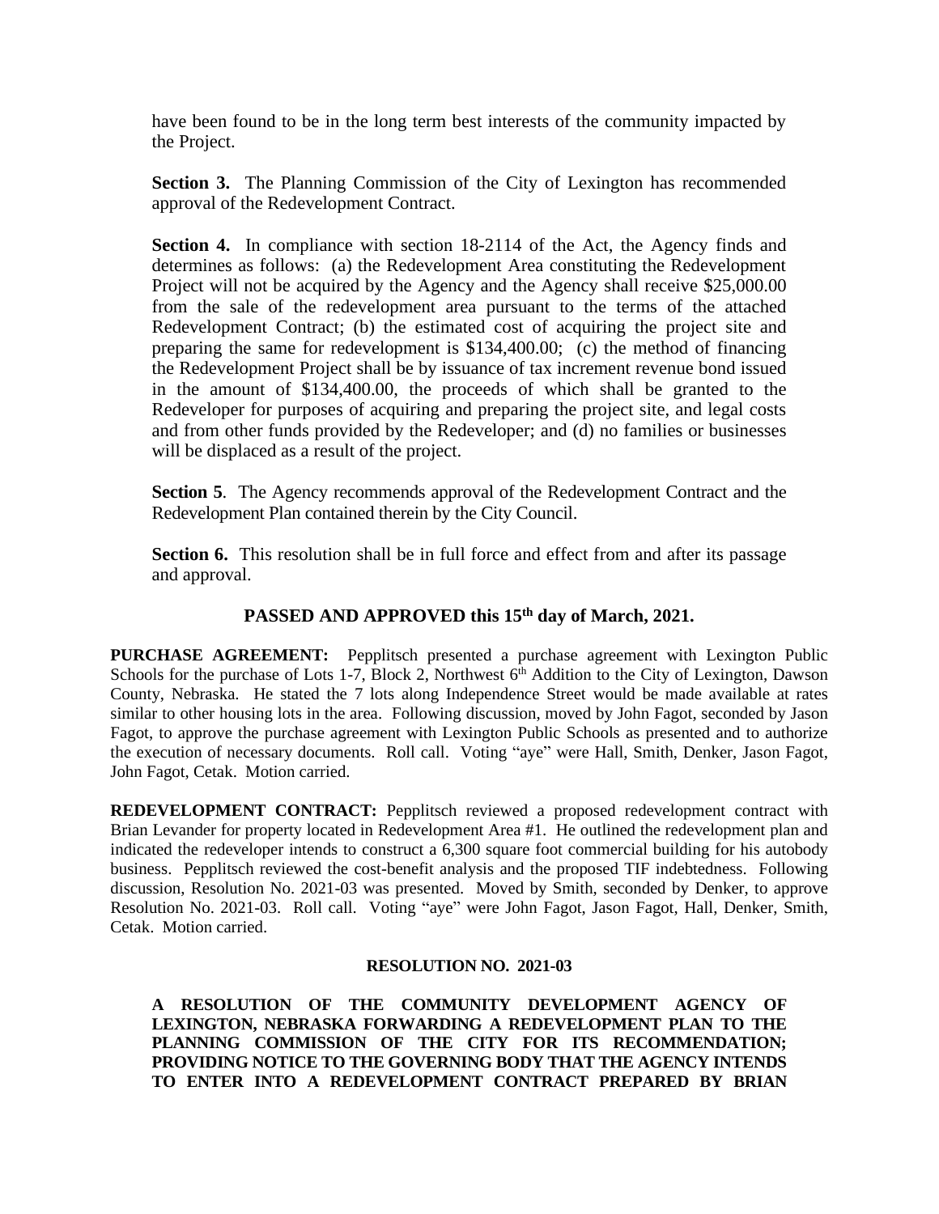have been found to be in the long term best interests of the community impacted by the Project.

**Section 3.** The Planning Commission of the City of Lexington has recommended approval of the Redevelopment Contract.

**Section 4.** In compliance with section 18-2114 of the Act, the Agency finds and determines as follows: (a) the Redevelopment Area constituting the Redevelopment Project will not be acquired by the Agency and the Agency shall receive $25,000.00 from the sale of the redevelopment area pursuant to the terms of the attached Redevelopment Contract; (b) the estimated cost of acquiring the project site and preparing the same for redevelopment is $134,400.00; (c) the method of financing the Redevelopment Project shall be by issuance of tax increment revenue bond issued in the amount of $134,400.00, the proceeds of which shall be granted to the Redeveloper for purposes of acquiring and preparing the project site, and legal costs and from other funds provided by the Redeveloper; and (d) no families or businesses will be displaced as a result of the project.

**Section 5**. The Agency recommends approval of the Redevelopment Contract and the Redevelopment Plan contained therein by the City Council.

**Section 6.** This resolution shall be in full force and effect from and after its passage and approval.

**PASSED AND APPROVED this 15th day of March, 2021.**

**PURCHASE AGREEMENT:** Pepplitsch presented a purchase agreement with Lexington Public Schools for the purchase of Lots 1-7, Block 2, Northwest 6th Addition to the City of Lexington, Dawson County, Nebraska. He stated the 7 lots along Independence Street would be made available at rates similar to other housing lots in the area. Following discussion, moved by John Fagot, seconded by Jason Fagot, to approve the purchase agreement with Lexington Public Schools as presented and to authorize the execution of necessary documents. Roll call. Voting "aye" were Hall, Smith, Denker, Jason Fagot, John Fagot, Cetak. Motion carried.

**REDEVELOPMENT CONTRACT:** Pepplitsch reviewed a proposed redevelopment contract with Brian Levander for property located in Redevelopment Area #1. He outlined the redevelopment plan and indicated the redeveloper intends to construct a 6,300 square foot commercial building for his autobody business. Pepplitsch reviewed the cost-benefit analysis and the proposed TIF indebtedness. Following discussion, Resolution No. 2021-03 was presented. Moved by Smith, seconded by Denker, to approve Resolution No. 2021-03. Roll call. Voting "aye" were John Fagot, Jason Fagot, Hall, Denker, Smith, Cetak. Motion carried.

**RESOLUTION NO. 2021-03**

**A RESOLUTION OF THE COMMUNITY DEVELOPMENT AGENCY OF LEXINGTON, NEBRASKA FORWARDING A REDEVELOPMENT PLAN TO THE PLANNING COMMISSION OF THE CITY FOR ITS RECOMMENDATION; PROVIDING NOTICE TO THE GOVERNING BODY THAT THE AGENCY INTENDS TO ENTER INTO A REDEVELOPMENT CONTRACT PREPARED BY BRIAN**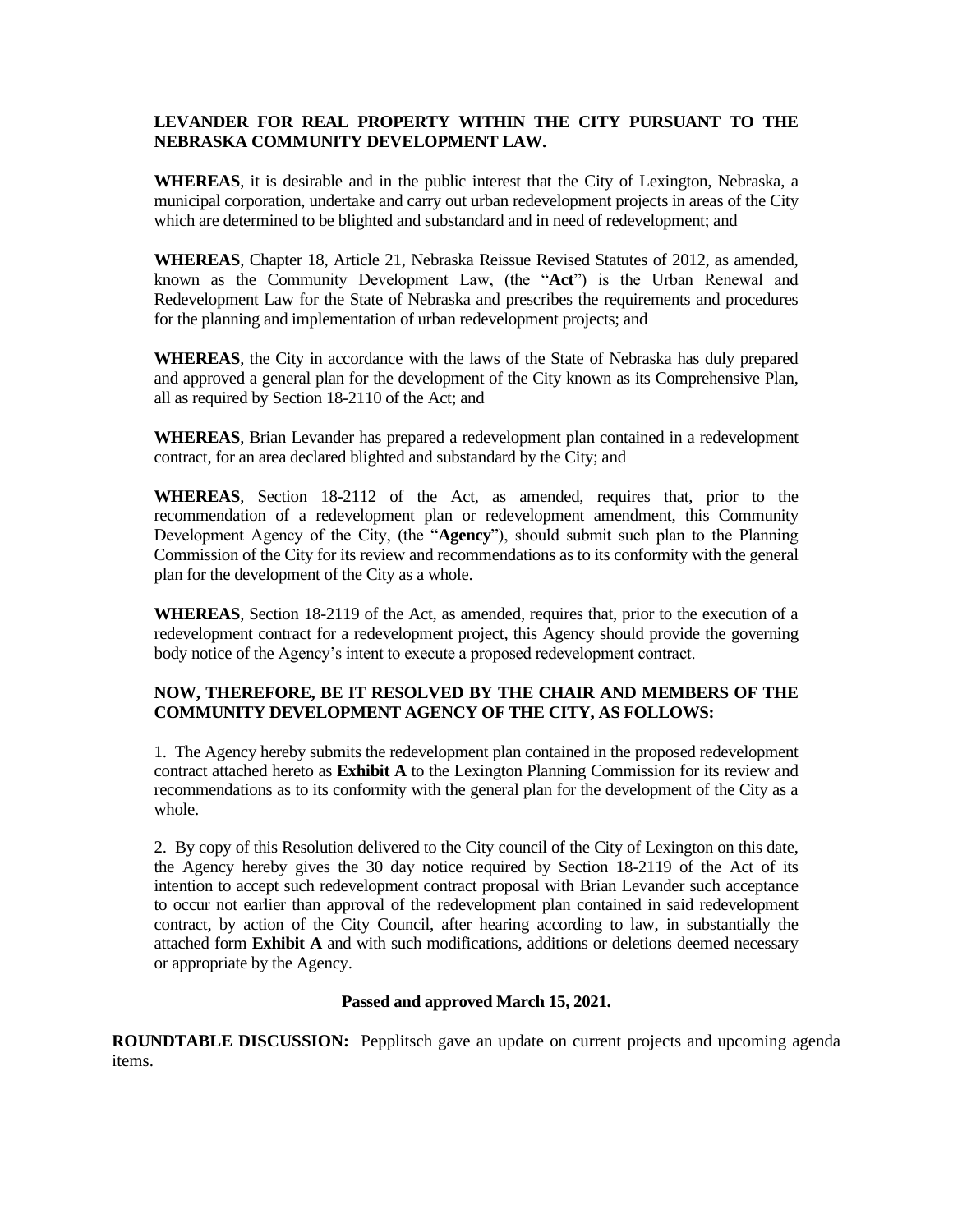**LEVANDER FOR REAL PROPERTY WITHIN THE CITY PURSUANT TO THE NEBRASKA COMMUNITY DEVELOPMENT LAW.**

**WHEREAS**, it is desirable and in the public interest that the City of Lexington, Nebraska, a municipal corporation, undertake and carry out urban redevelopment projects in areas of the City which are determined to be blighted and substandard and in need of redevelopment; and

**WHEREAS**, Chapter 18, Article 21, Nebraska Reissue Revised Statutes of 2012, as amended, known as the Community Development Law, (the "**Act**") is the Urban Renewal and Redevelopment Law for the State of Nebraska and prescribes the requirements and procedures for the planning and implementation of urban redevelopment projects; and

**WHEREAS**, the City in accordance with the laws of the State of Nebraska has duly prepared and approved a general plan for the development of the City known as its Comprehensive Plan, all as required by Section 18-2110 of the Act; and

**WHEREAS**, Brian Levander has prepared a redevelopment plan contained in a redevelopment contract, for an area declared blighted and substandard by the City; and

**WHEREAS**, Section 18-2112 of the Act, as amended, requires that, prior to the recommendation of a redevelopment plan or redevelopment amendment, this Community Development Agency of the City, (the "**Agency**"), should submit such plan to the Planning Commission of the City for its review and recommendations as to its conformity with the general plan for the development of the City as a whole.

**WHEREAS**, Section 18-2119 of the Act, as amended, requires that, prior to the execution of a redevelopment contract for a redevelopment project, this Agency should provide the governing body notice of the Agency's intent to execute a proposed redevelopment contract.

**NOW, THEREFORE, BE IT RESOLVED BY THE CHAIR AND MEMBERS OF THE COMMUNITY DEVELOPMENT AGENCY OF THE CITY, AS FOLLOWS:**

1. The Agency hereby submits the redevelopment plan contained in the proposed redevelopment contract attached hereto as **Exhibit A** to the Lexington Planning Commission for its review and recommendations as to its conformity with the general plan for the development of the City as a whole.

2. By copy of this Resolution delivered to the City council of the City of Lexington on this date, the Agency hereby gives the 30 day notice required by Section 18-2119 of the Act of its intention to accept such redevelopment contract proposal with Brian Levander such acceptance to occur not earlier than approval of the redevelopment plan contained in said redevelopment contract, by action of the City Council, after hearing according to law, in substantially the attached form **Exhibit A** and with such modifications, additions or deletions deemed necessary or appropriate by the Agency.

**Passed and approved March 15, 2021.**

**ROUNDTABLE DISCUSSION:** Pepplitsch gave an update on current projects and upcoming agenda items.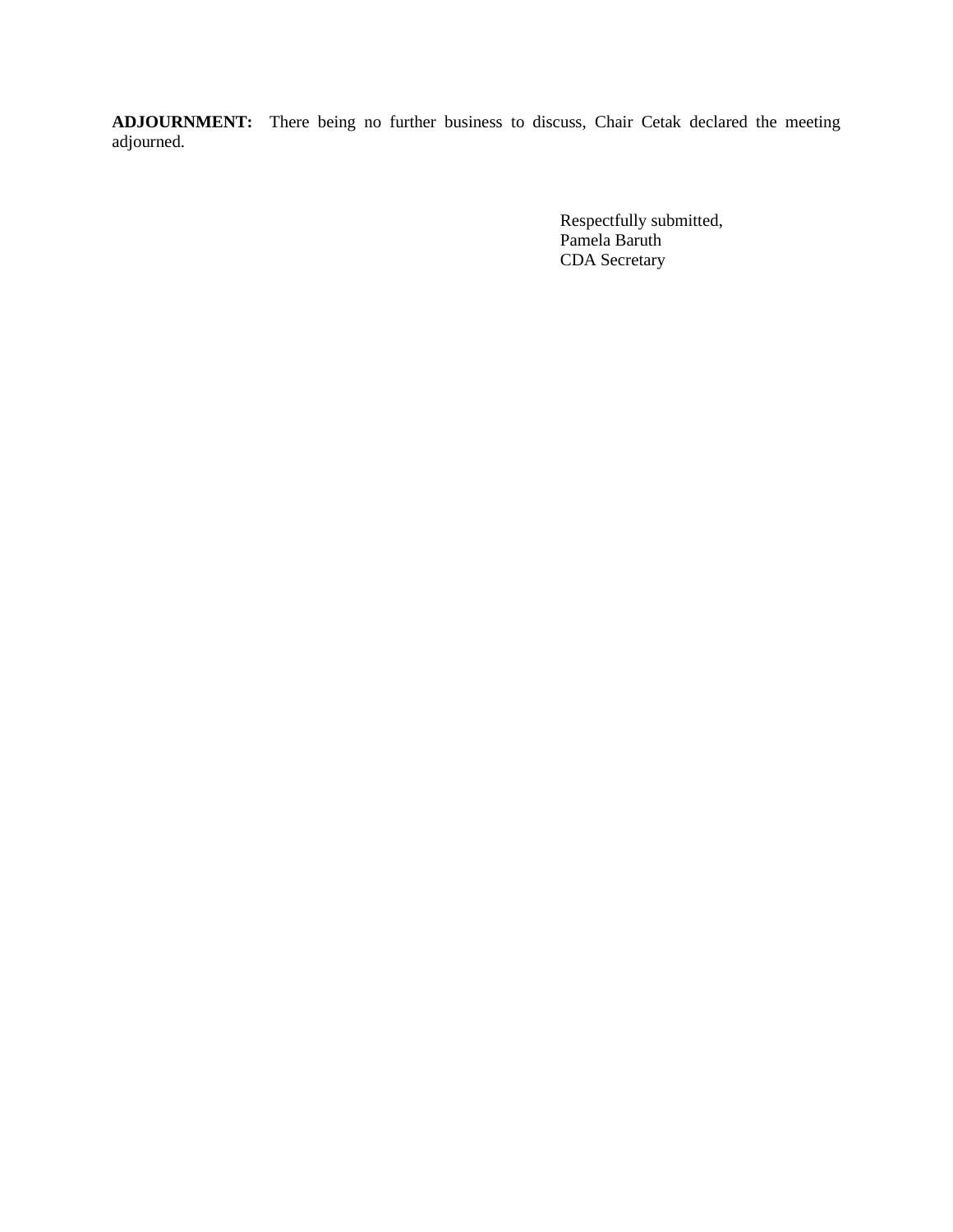**ADJOURNMENT:** There being no further business to discuss, Chair Cetak declared the meeting adjourned.

Respectfully submitted,
Pamela Baruth
CDA Secretary